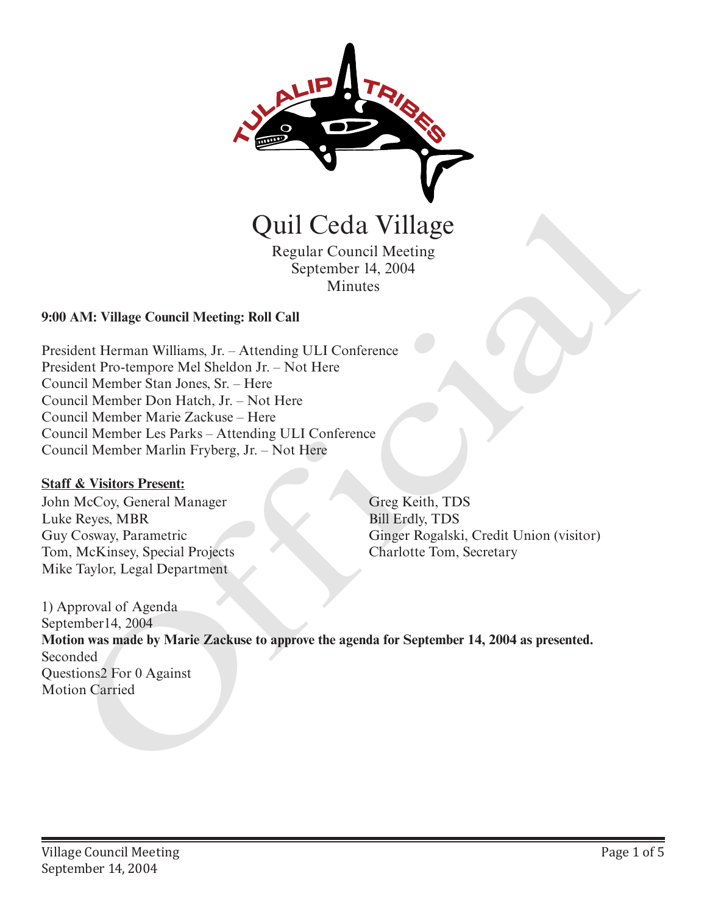# Quil Ceda Village

Regular Council Meeting
September 14, 2004
Minutes

**9:00 AM: Village Council Meeting: Roll Call**

President Herman Williams, Jr. – Attending ULI Conference
President Pro-tempore Mel Sheldon Jr. – Not Here
Council Member Stan Jones, Sr. – Here
Council Member Don Hatch, Jr. – Not Here
Council Member Marie Zackuse – Here
Council Member Les Parks – Attending ULI Conference
Council Member Marlin Fryberg, Jr. – Not Here

**Staff & Visitors Present:**

John McCoy, General Manager
Luke Reyes, MBR
Guy Cosway, Parametric
Tom, McKinsey, Special Projects
Mike Taylor, Legal Department
Greg Keith, TDS
Bill Erdly, TDS
Ginger Rogalski, Credit Union (visitor)
Charlotte Tom, Secretary

1) Approval of Agenda
September14, 2004
**Motion was made by Marie Zackuse to approve the agenda for September 14, 2004 as presented.**
Seconded
Questions2 For 0 Against
Motion Carried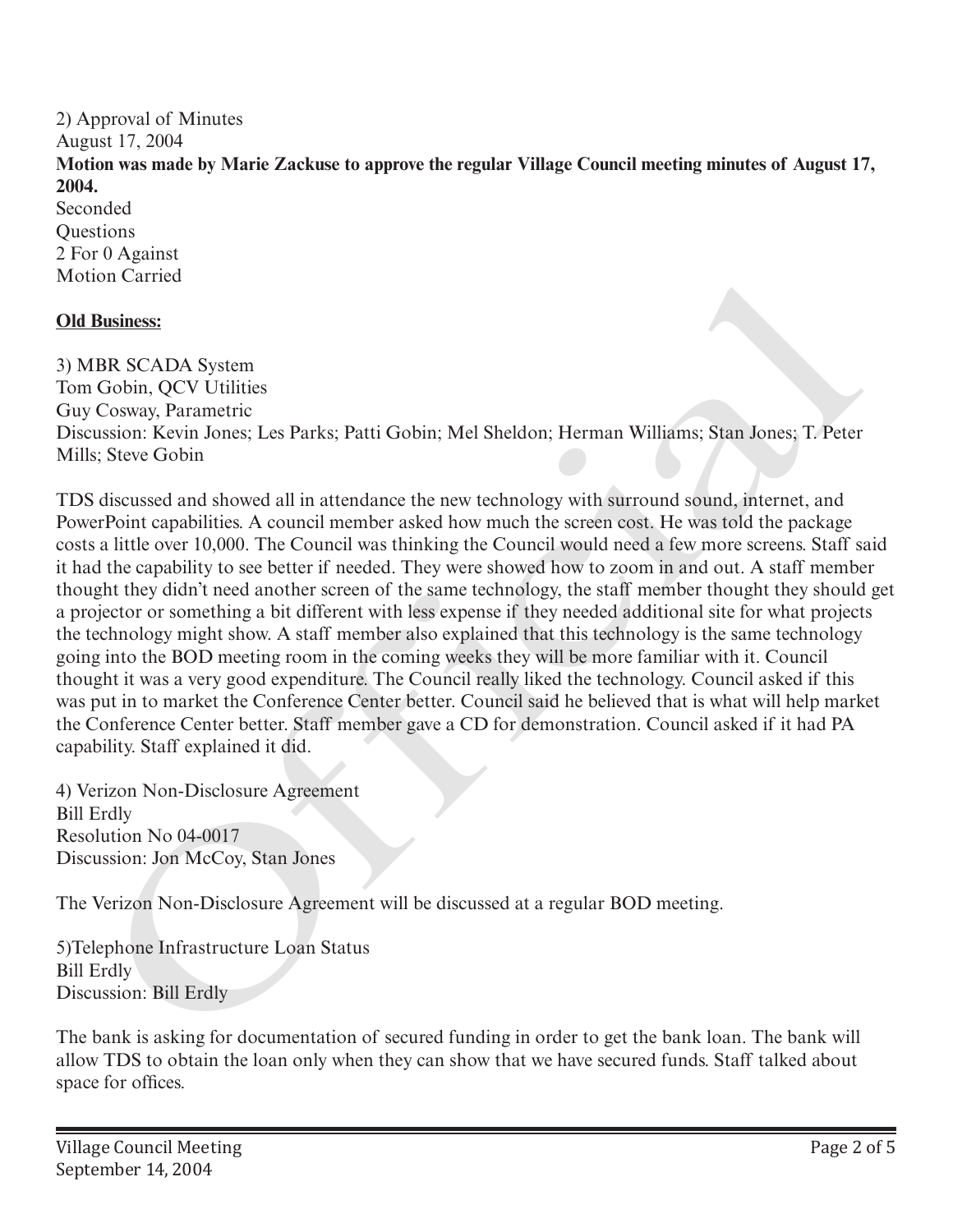2) Approval of Minutes
August 17, 2004
**Motion was made by Marie Zackuse to approve the regular Village Council meeting minutes of August 17, 2004.**
Seconded
Questions
2 For 0 Against
Motion Carried

**Old Business:**

3) MBR SCADA System
Tom Gobin, QCV Utilities
Guy Cosway, Parametric
Discussion: Kevin Jones; Les Parks; Patti Gobin; Mel Sheldon; Herman Williams; Stan Jones; T. Peter Mills; Steve Gobin

TDS discussed and showed all in attendance the new technology with surround sound, internet, and PowerPoint capabilities. A council member asked how much the screen cost. He was told the package costs a little over 10,000. The Council was thinking the Council would need a few more screens. Staff said it had the capability to see better if needed. They were showed how to zoom in and out. A staff member thought they didn't need another screen of the same technology, the staff member thought they should get a projector or something a bit different with less expense if they needed additional site for what projects the technology might show. A staff member also explained that this technology is the same technology going into the BOD meeting room in the coming weeks they will be more familiar with it. Council thought it was a very good expenditure. The Council really liked the technology. Council asked if this was put in to market the Conference Center better. Council said he believed that is what will help market the Conference Center better. Staff member gave a CD for demonstration. Council asked if it had PA capability. Staff explained it did.

4) Verizon Non-Disclosure Agreement
Bill Erdly
Resolution No 04-0017
Discussion: Jon McCoy, Stan Jones

The Verizon Non-Disclosure Agreement will be discussed at a regular BOD meeting.

5)Telephone Infrastructure Loan Status
Bill Erdly
Discussion: Bill Erdly

The bank is asking for documentation of secured funding in order to get the bank loan. The bank will allow TDS to obtain the loan only when they can show that we have secured funds. Staff talked about space for offices.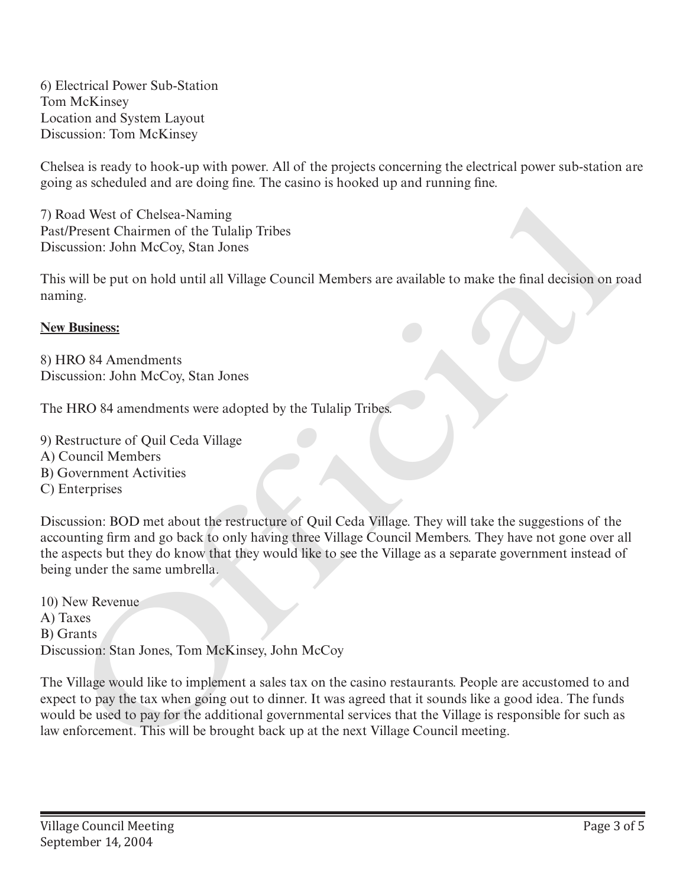6) Electrical Power Sub-Station
Tom McKinsey
Location and System Layout
Discussion: Tom McKinsey

Chelsea is ready to hook-up with power. All of the projects concerning the electrical power sub-station are going as scheduled and are doing fine. The casino is hooked up and running fine.

7) Road West of Chelsea-Naming
Past/Present Chairmen of the Tulalip Tribes
Discussion: John McCoy, Stan Jones

This will be put on hold until all Village Council Members are available to make the final decision on road naming.

**New Business:**

8) HRO 84 Amendments
Discussion: John McCoy, Stan Jones

The HRO 84 amendments were adopted by the Tulalip Tribes.

9) Restructure of Quil Ceda Village
A) Council Members
B) Government Activities
C) Enterprises

Discussion: BOD met about the restructure of Quil Ceda Village. They will take the suggestions of the accounting firm and go back to only having three Village Council Members. They have not gone over all the aspects but they do know that they would like to see the Village as a separate government instead of being under the same umbrella.

10) New Revenue
A) Taxes
B) Grants
Discussion: Stan Jones, Tom McKinsey, John McCoy

The Village would like to implement a sales tax on the casino restaurants. People are accustomed to and expect to pay the tax when going out to dinner. It was agreed that it sounds like a good idea. The funds would be used to pay for the additional governmental services that the Village is responsible for such as law enforcement. This will be brought back up at the next Village Council meeting.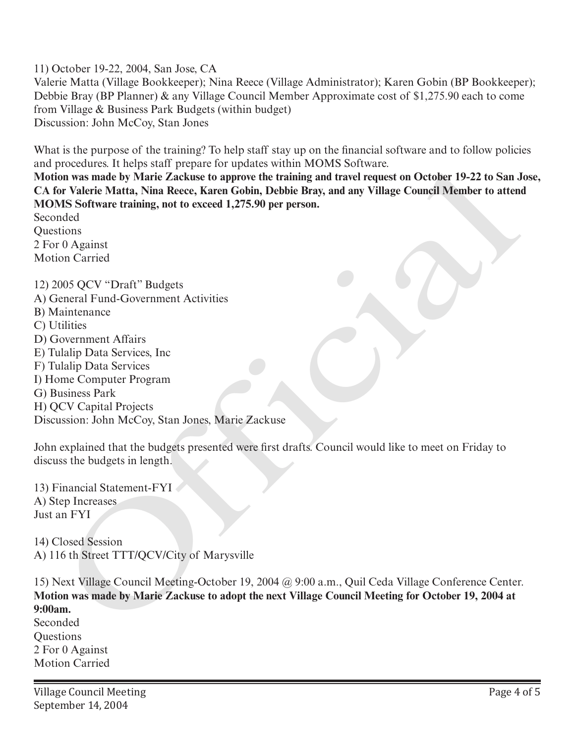11) October 19-22, 2004, San Jose, CA
Valerie Matta (Village Bookkeeper); Nina Reece (Village Administrator); Karen Gobin (BP Bookkeeper); Debbie Bray (BP Planner) & any Village Council Member Approximate cost of $1,275.90 each to come from Village & Business Park Budgets (within budget)
Discussion: John McCoy, Stan Jones

What is the purpose of the training? To help staff stay up on the financial software and to follow policies and procedures. It helps staff prepare for updates within MOMS Software.
**Motion was made by Marie Zackuse to approve the training and travel request on October 19-22 to San Jose, CA for Valerie Matta, Nina Reece, Karen Gobin, Debbie Bray, and any Village Council Member to attend MOMS Software training, not to exceed 1,275.90 per person.**
Seconded
Questions
2 For 0 Against
Motion Carried

12) 2005 QCV "Draft" Budgets
A) General Fund-Government Activities
B) Maintenance
C) Utilities
D) Government Affairs
E) Tulalip Data Services, Inc
F) Tulalip Data Services
I) Home Computer Program
G) Business Park
H) QCV Capital Projects
Discussion: John McCoy, Stan Jones, Marie Zackuse

John explained that the budgets presented were first drafts. Council would like to meet on Friday to discuss the budgets in length.

13) Financial Statement-FYI
A) Step Increases
Just an FYI

14) Closed Session
A) 116 th Street TTT/QCV/City of Marysville

15) Next Village Council Meeting-October 19, 2004 @ 9:00 a.m., Quil Ceda Village Conference Center.
**Motion was made by Marie Zackuse to adopt the next Village Council Meeting for October 19, 2004 at 9:00am.**
Seconded
Questions
2 For 0 Against
Motion Carried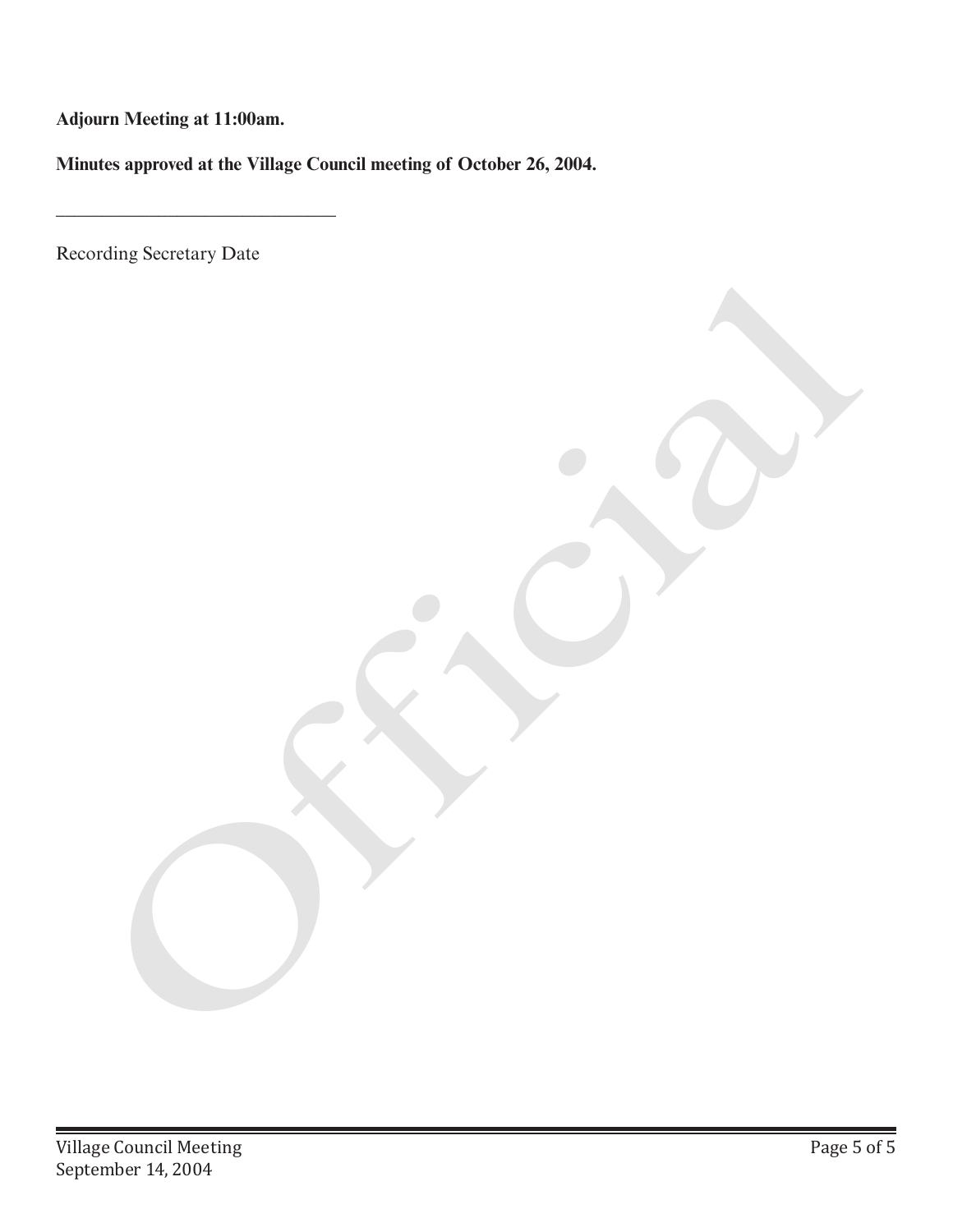**Adjourn Meeting at 11:00am.**

**Minutes approved at the Village Council meeting of October 26, 2004.**

_______________________________

Recording Secretary Date